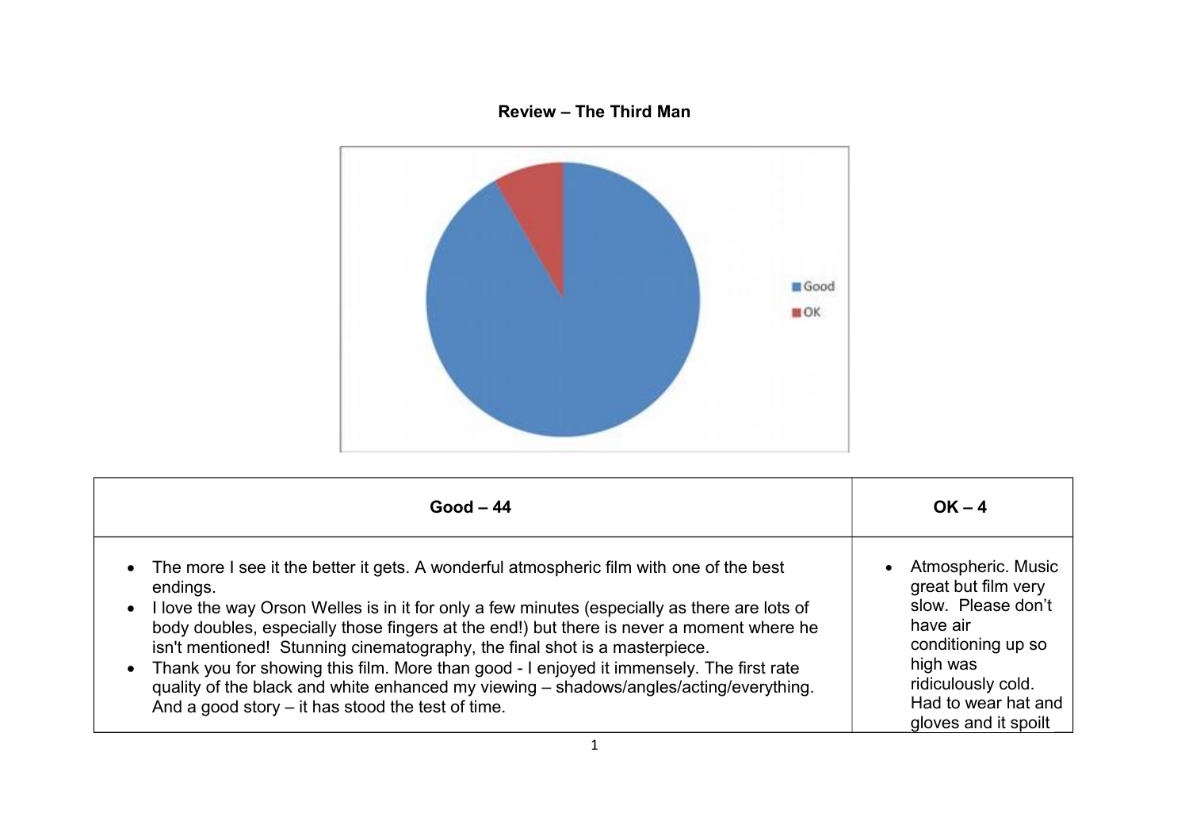**Review – The Third Man**

| Good – 44 | OK – 4 |
|---|---|
| • The more I see it the better it gets. A wonderful atmospheric film with one of the best endings.<br>• I love the way Orson Welles is in it for only a few minutes (especially as there are lots of body doubles, especially those fingers at the end!) but there is never a moment where he isn't mentioned! Stunning cinematography, the final shot is a masterpiece.<br>• Thank you for showing this film. More than good - I enjoyed it immensely. The first rate quality of the black and white enhanced my viewing – shadows/angles/acting/everything. And a good story – it has stood the test of time. | • Atmospheric. Music great but film very slow. Please don't have air conditioning up so high was ridiculously cold. Had to wear hat and gloves and it spoilt |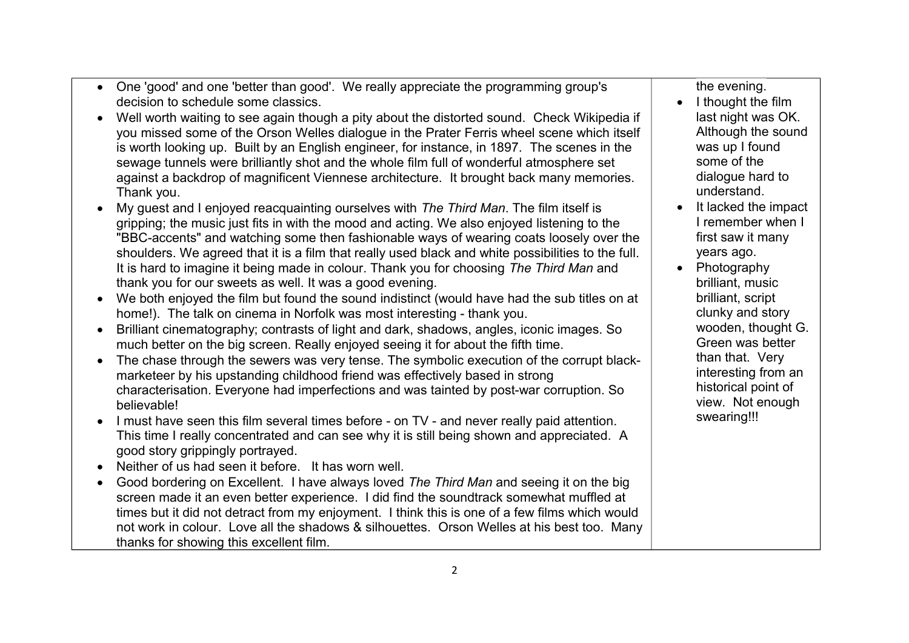| | |
|---|---|
| • One 'good' and one 'better than good'. We really appreciate the programming group's decision to schedule some classics.<br>• Well worth waiting to see again though a pity about the distorted sound. Check Wikipedia if you missed some of the Orson Welles dialogue in the Prater Ferris wheel scene which itself is worth looking up. Built by an English engineer, for instance, in 1897. The scenes in the sewage tunnels were brilliantly shot and the whole film full of wonderful atmosphere set against a backdrop of magnificent Viennese architecture. It brought back many memories. Thank you.<br>• My guest and I enjoyed reacquainting ourselves with *The Third Man*. The film itself is gripping; the music just fits in with the mood and acting. We also enjoyed listening to the "BBC-accents" and watching some then fashionable ways of wearing coats loosely over the shoulders. We agreed that it is a film that really used black and white possibilities to the full. It is hard to imagine it being made in colour. Thank you for choosing *The Third Man* and thank you for our sweets as well. It was a good evening.<br>• We both enjoyed the film but found the sound indistinct (would have had the sub titles on at home!). The talk on cinema in Norfolk was most interesting - thank you.<br>• Brilliant cinematography; contrasts of light and dark, shadows, angles, iconic images. So much better on the big screen. Really enjoyed seeing it for about the fifth time.<br>• The chase through the sewers was very tense. The symbolic execution of the corrupt black-marketeer by his upstanding childhood friend was effectively based in strong characterisation. Everyone had imperfections and was tainted by post-war corruption. So believable!<br>• I must have seen this film several times before - on TV - and never really paid attention. This time I really concentrated and can see why it is still being shown and appreciated. A good story grippingly portrayed.<br>• Neither of us had seen it before. It has worn well.<br>• Good bordering on Excellent. I have always loved *The Third Man* and seeing it on the big screen made it an even better experience. I did find the soundtrack somewhat muffled at times but it did not detract from my enjoyment. I think this is one of a few films which would not work in colour. Love all the shadows & silhouettes. Orson Welles at his best too. Many thanks for showing this excellent film. | the evening.<br>• I thought the film last night was OK. Although the sound was up I found some of the dialogue hard to understand.<br>• It lacked the impact I remember when I first saw it many years ago.<br>• Photography brilliant, music brilliant, script clunky and story wooden, thought G. Green was better than that. Very interesting from an historical point of view. Not enough swearing!!! |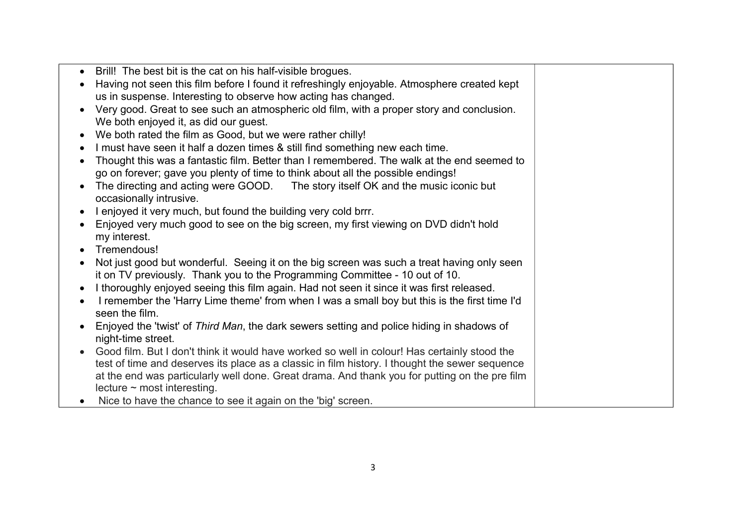| | |
|---|---|
| • Brill! The best bit is the cat on his half-visible brogues.<br>• Having not seen this film before I found it refreshingly enjoyable. Atmosphere created kept us in suspense. Interesting to observe how acting has changed.<br>• Very good. Great to see such an atmospheric old film, with a proper story and conclusion. We both enjoyed it, as did our guest.<br>• We both rated the film as Good, but we were rather chilly!<br>• I must have seen it half a dozen times & still find something new each time.<br>• Thought this was a fantastic film. Better than I remembered. The walk at the end seemed to go on forever; gave you plenty of time to think about all the possible endings!<br>• The directing and acting were GOOD. The story itself OK and the music iconic but occasionally intrusive.<br>• I enjoyed it very much, but found the building very cold brrr.<br>• Enjoyed very much good to see on the big screen, my first viewing on DVD didn't hold my interest.<br>• Tremendous!<br>• Not just good but wonderful. Seeing it on the big screen was such a treat having only seen it on TV previously. Thank you to the Programming Committee - 10 out of 10.<br>• I thoroughly enjoyed seeing this film again. Had not seen it since it was first released.<br>• I remember the 'Harry Lime theme' from when I was a small boy but this is the first time I'd seen the film.<br>• Enjoyed the 'twist' of *Third Man*, the dark sewers setting and police hiding in shadows of night-time street.<br>• Good film. But I don't think it would have worked so well in colour! Has certainly stood the test of time and deserves its place as a classic in film history. I thought the sewer sequence at the end was particularly well done. Great drama. And thank you for putting on the pre film lecture ~ most interesting.<br>• Nice to have the chance to see it again on the 'big' screen. | |